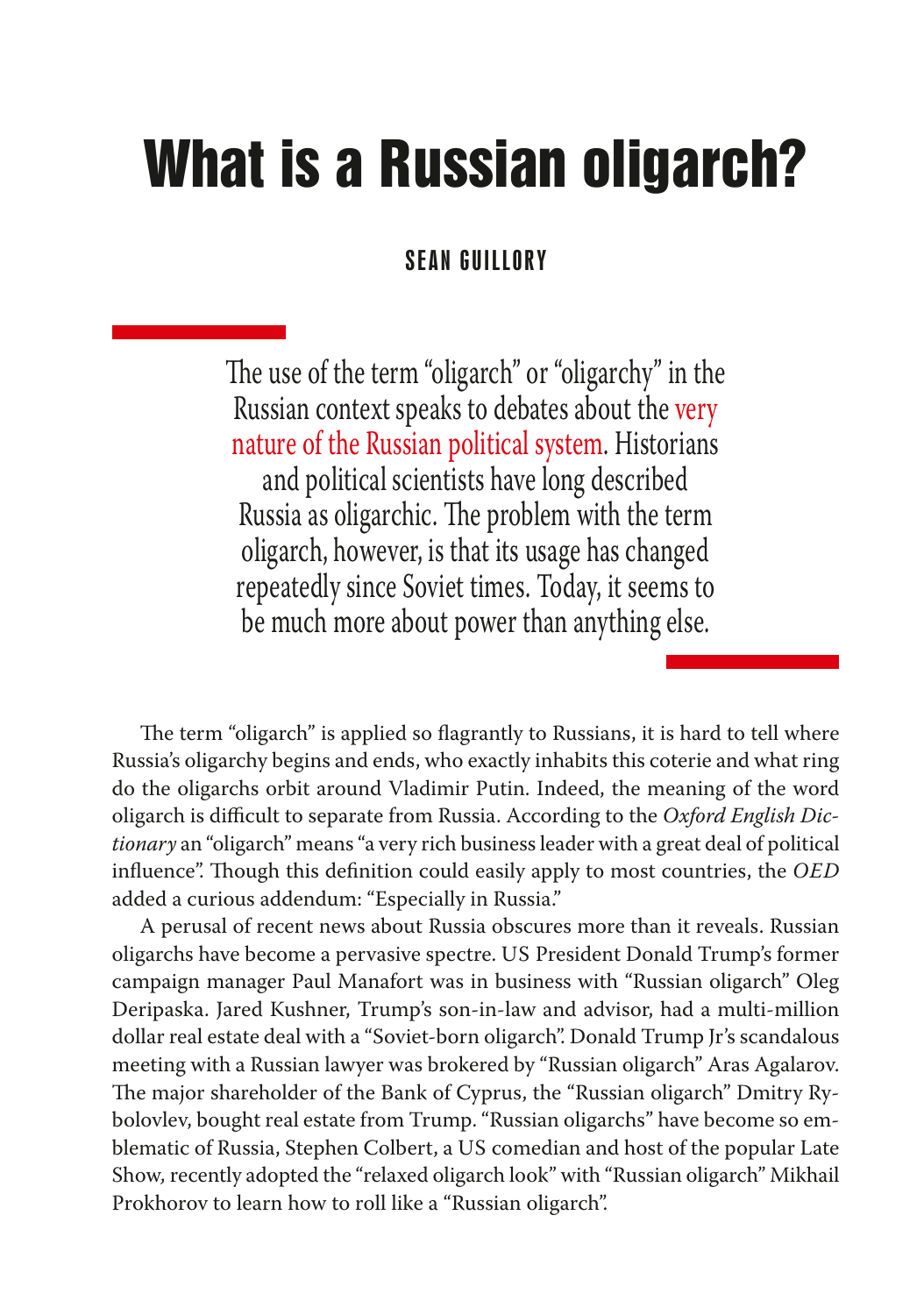# What is a Russian oligarch?

**SEAN GUILLORY**

The use of the term "oligarch" or "oligarchy" in the Russian context speaks to debates about the very nature of the Russian political system. Historians and political scientists have long described Russia as oligarchic. The problem with the term oligarch, however, is that its usage has changed repeatedly since Soviet times. Today, it seems to be much more about power than anything else.

The term "oligarch" is applied so flagrantly to Russians, it is hard to tell where Russia's oligarchy begins and ends, who exactly inhabits this coterie and what ring do the oligarchs orbit around Vladimir Putin. Indeed, the meaning of the word oligarch is difficult to separate from Russia. According to the *Oxford English Dictionary* an "oligarch" means "a very rich business leader with a great deal of political influence". Though this definition could easily apply to most countries, the *OED* added a curious addendum: "Especially in Russia."

A perusal of recent news about Russia obscures more than it reveals. Russian oligarchs have become a pervasive spectre. US President Donald Trump's former campaign manager Paul Manafort was in business with "Russian oligarch" Oleg Deripaska. Jared Kushner, Trump's son-in-law and advisor, had a multi-million dollar real estate deal with a "Soviet-born oligarch". Donald Trump Jr's scandalous meeting with a Russian lawyer was brokered by "Russian oligarch" Aras Agalarov. The major shareholder of the Bank of Cyprus, the "Russian oligarch" Dmitry Rybolovlev, bought real estate from Trump. "Russian oligarchs" have become so emblematic of Russia, Stephen Colbert, a US comedian and host of the popular Late Show, recently adopted the "relaxed oligarch look" with "Russian oligarch" Mikhail Prokhorov to learn how to roll like a "Russian oligarch".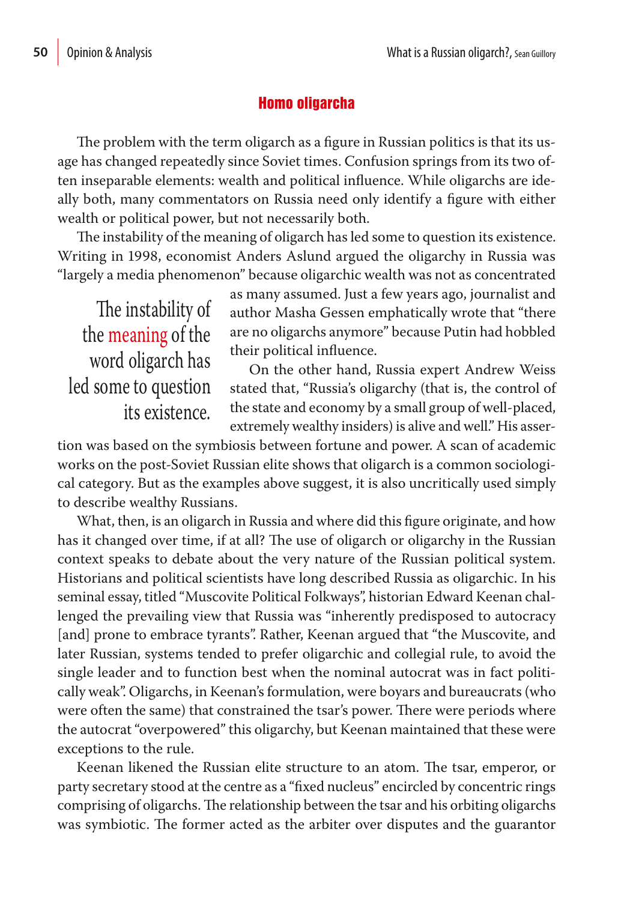## Homo oligarcha

The problem with the term oligarch as a figure in Russian politics is that its usage has changed repeatedly since Soviet times. Confusion springs from its two often inseparable elements: wealth and political influence. While oligarchs are ideally both, many commentators on Russia need only identify a figure with either wealth or political power, but not necessarily both.

The instability of the meaning of oligarch has led some to question its existence. Writing in 1998, economist Anders Aslund argued the oligarchy in Russia was "largely a media phenomenon" because oligarchic wealth was not as concentrated as many assumed. Just a few years ago, journalist and author Masha Gessen emphatically wrote that "there are no oligarchs anymore" because Putin had hobbled their political influence.

> The instability of the meaning of the word oligarch has led some to question its existence.

On the other hand, Russia expert Andrew Weiss stated that, "Russia's oligarchy (that is, the control of the state and economy by a small group of well-placed, extremely wealthy insiders) is alive and well." His assertion was based on the symbiosis between fortune and power. A scan of academic works on the post-Soviet Russian elite shows that oligarch is a common sociological category. But as the examples above suggest, it is also uncritically used simply to describe wealthy Russians.

What, then, is an oligarch in Russia and where did this figure originate, and how has it changed over time, if at all? The use of oligarch or oligarchy in the Russian context speaks to debate about the very nature of the Russian political system. Historians and political scientists have long described Russia as oligarchic. In his seminal essay, titled "Muscovite Political Folkways", historian Edward Keenan challenged the prevailing view that Russia was "inherently predisposed to autocracy [and] prone to embrace tyrants". Rather, Keenan argued that "the Muscovite, and later Russian, systems tended to prefer oligarchic and collegial rule, to avoid the single leader and to function best when the nominal autocrat was in fact politically weak". Oligarchs, in Keenan's formulation, were boyars and bureaucrats (who were often the same) that constrained the tsar's power. There were periods where the autocrat "overpowered" this oligarchy, but Keenan maintained that these were exceptions to the rule.

Keenan likened the Russian elite structure to an atom. The tsar, emperor, or party secretary stood at the centre as a "fixed nucleus" encircled by concentric rings comprising of oligarchs. The relationship between the tsar and his orbiting oligarchs was symbiotic. The former acted as the arbiter over disputes and the guarantor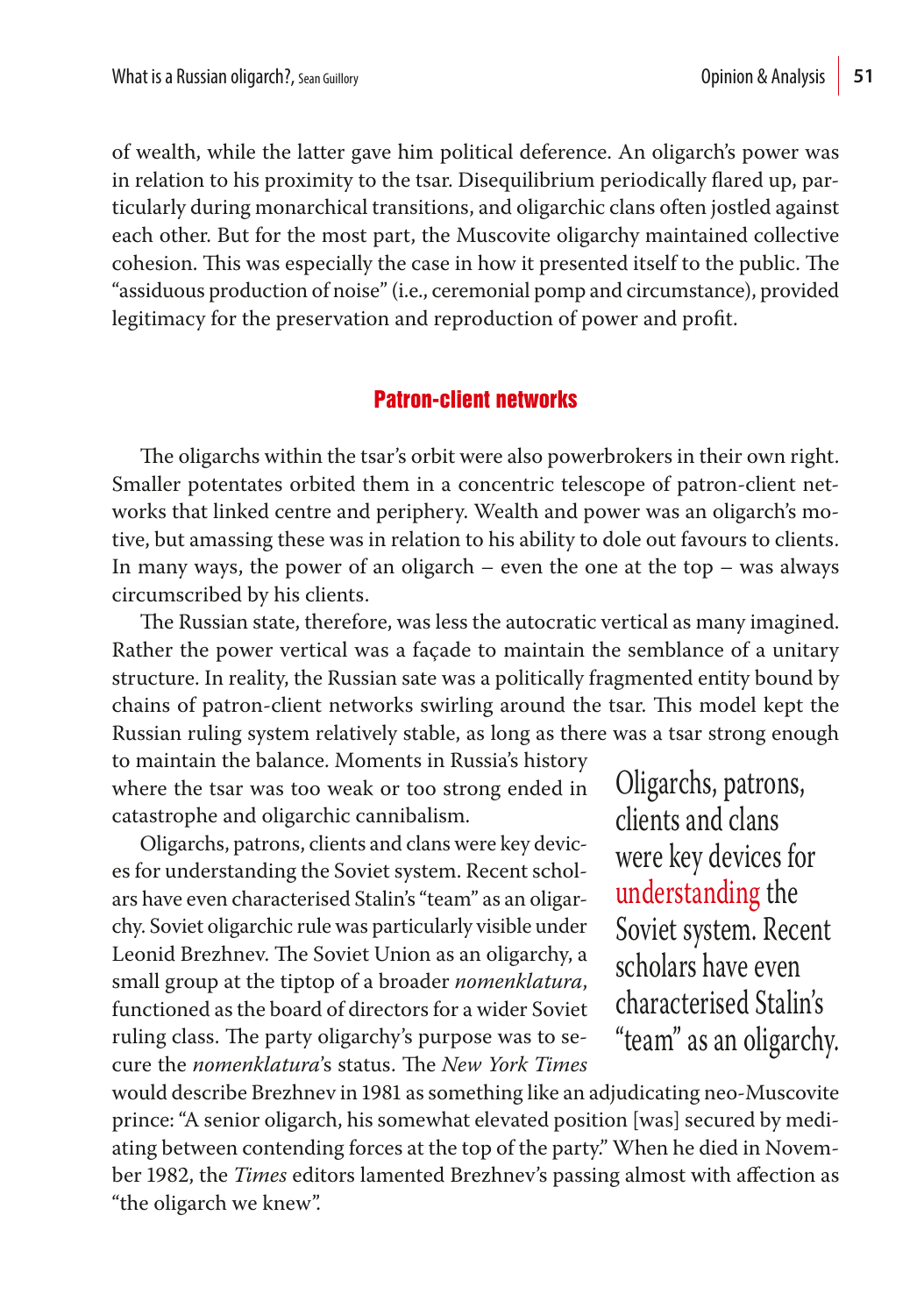of wealth, while the latter gave him political deference. An oligarch's power was in relation to his proximity to the tsar. Disequilibrium periodically flared up, particularly during monarchical transitions, and oligarchic clans often jostled against each other. But for the most part, the Muscovite oligarchy maintained collective cohesion. This was especially the case in how it presented itself to the public. The "assiduous production of noise" (i.e., ceremonial pomp and circumstance), provided legitimacy for the preservation and reproduction of power and profit.

## Patron-client networks

The oligarchs within the tsar's orbit were also powerbrokers in their own right. Smaller potentates orbited them in a concentric telescope of patron-client networks that linked centre and periphery. Wealth and power was an oligarch's motive, but amassing these was in relation to his ability to dole out favours to clients. In many ways, the power of an oligarch – even the one at the top – was always circumscribed by his clients.

The Russian state, therefore, was less the autocratic vertical as many imagined. Rather the power vertical was a façade to maintain the semblance of a unitary structure. In reality, the Russian sate was a politically fragmented entity bound by chains of patron-client networks swirling around the tsar. This model kept the Russian ruling system relatively stable, as long as there was a tsar strong enough to maintain the balance. Moments in Russia's history where the tsar was too weak or too strong ended in catastrophe and oligarchic cannibalism.

Oligarchs, patrons, clients and clans were key devices for understanding the Soviet system. Recent scholars have even characterised Stalin's "team" as an oligarchy. Soviet oligarchic rule was particularly visible under Leonid Brezhnev. The Soviet Union as an oligarchy, a small group at the tiptop of a broader *nomenklatura*, functioned as the board of directors for a wider Soviet ruling class. The party oligarchy's purpose was to secure the *nomenklatura*'s status. The *New York Times* would describe Brezhnev in 1981 as something like an adjudicating neo-Muscovite prince: "A senior oligarch, his somewhat elevated position [was] secured by mediating between contending forces at the top of the party." When he died in November 1982, the *Times* editors lamented Brezhnev's passing almost with affection as "the oligarch we knew".

> Oligarchs, patrons, clients and clans were key devices for understanding the Soviet system. Recent scholars have even characterised Stalin's "team" as an oligarchy.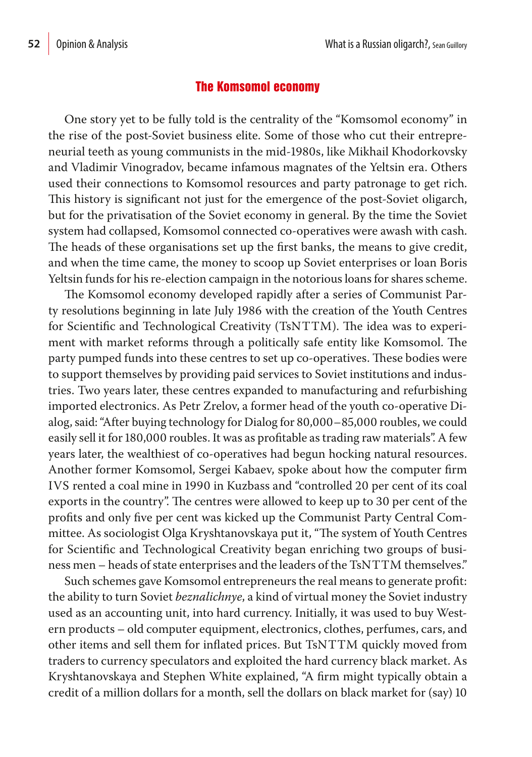## The Komsomol economy

One story yet to be fully told is the centrality of the "Komsomol economy" in the rise of the post-Soviet business elite. Some of those who cut their entrepreneurial teeth as young communists in the mid-1980s, like Mikhail Khodorkovsky and Vladimir Vinogradov, became infamous magnates of the Yeltsin era. Others used their connections to Komsomol resources and party patronage to get rich. This history is significant not just for the emergence of the post-Soviet oligarch, but for the privatisation of the Soviet economy in general. By the time the Soviet system had collapsed, Komsomol connected co-operatives were awash with cash. The heads of these organisations set up the first banks, the means to give credit, and when the time came, the money to scoop up Soviet enterprises or loan Boris Yeltsin funds for his re-election campaign in the notorious loans for shares scheme.

The Komsomol economy developed rapidly after a series of Communist Party resolutions beginning in late July 1986 with the creation of the Youth Centres for Scientific and Technological Creativity (TsNTTM). The idea was to experiment with market reforms through a politically safe entity like Komsomol. The party pumped funds into these centres to set up co-operatives. These bodies were to support themselves by providing paid services to Soviet institutions and industries. Two years later, these centres expanded to manufacturing and refurbishing imported electronics. As Petr Zrelov, a former head of the youth co-operative Dialog, said: "After buying technology for Dialog for 80,000–85,000 roubles, we could easily sell it for 180,000 roubles. It was as profitable as trading raw materials". A few years later, the wealthiest of co-operatives had begun hocking natural resources. Another former Komsomol, Sergei Kabaev, spoke about how the computer firm IVS rented a coal mine in 1990 in Kuzbass and "controlled 20 per cent of its coal exports in the country". The centres were allowed to keep up to 30 per cent of the profits and only five per cent was kicked up the Communist Party Central Committee. As sociologist Olga Kryshtanovskaya put it, "The system of Youth Centres for Scientific and Technological Creativity began enriching two groups of business men – heads of state enterprises and the leaders of the TsNTTM themselves."

Such schemes gave Komsomol entrepreneurs the real means to generate profit: the ability to turn Soviet *beznalichnye*, a kind of virtual money the Soviet industry used as an accounting unit, into hard currency. Initially, it was used to buy Western products – old computer equipment, electronics, clothes, perfumes, cars, and other items and sell them for inflated prices. But TsNTTM quickly moved from traders to currency speculators and exploited the hard currency black market. As Kryshtanovskaya and Stephen White explained, "A firm might typically obtain a credit of a million dollars for a month, sell the dollars on black market for (say) 10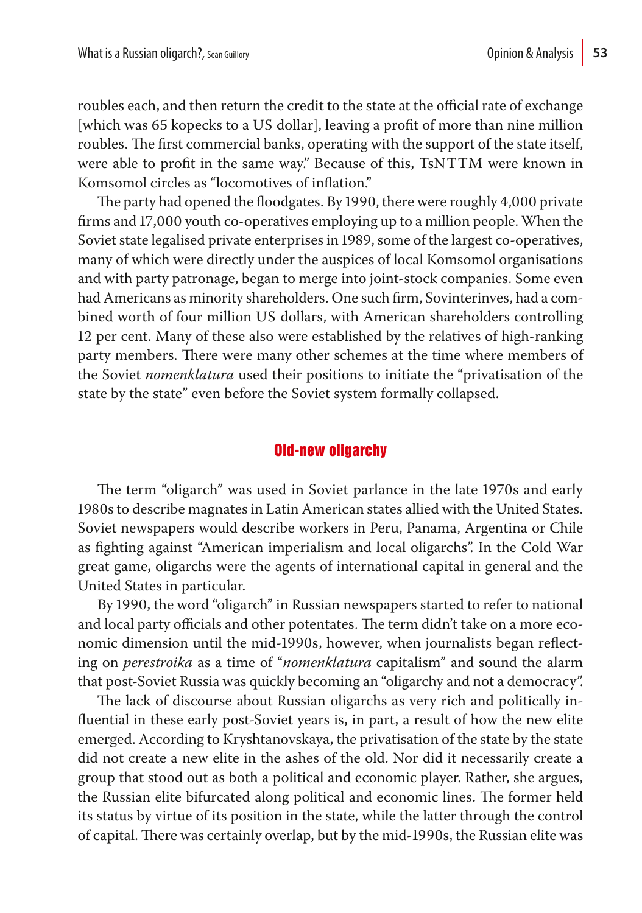roubles each, and then return the credit to the state at the official rate of exchange [which was 65 kopecks to a US dollar], leaving a profit of more than nine million roubles. The first commercial banks, operating with the support of the state itself, were able to profit in the same way." Because of this, TsNTTM were known in Komsomol circles as "locomotives of inflation."

The party had opened the floodgates. By 1990, there were roughly 4,000 private firms and 17,000 youth co-operatives employing up to a million people. When the Soviet state legalised private enterprises in 1989, some of the largest co-operatives, many of which were directly under the auspices of local Komsomol organisations and with party patronage, began to merge into joint-stock companies. Some even had Americans as minority shareholders. One such firm, Sovinterinves, had a combined worth of four million US dollars, with American shareholders controlling 12 per cent. Many of these also were established by the relatives of high-ranking party members. There were many other schemes at the time where members of the Soviet *nomenklatura* used their positions to initiate the "privatisation of the state by the state" even before the Soviet system formally collapsed.

## Old-new oligarchy

The term "oligarch" was used in Soviet parlance in the late 1970s and early 1980s to describe magnates in Latin American states allied with the United States. Soviet newspapers would describe workers in Peru, Panama, Argentina or Chile as fighting against "American imperialism and local oligarchs". In the Cold War great game, oligarchs were the agents of international capital in general and the United States in particular.

By 1990, the word "oligarch" in Russian newspapers started to refer to national and local party officials and other potentates. The term didn't take on a more economic dimension until the mid-1990s, however, when journalists began reflecting on *perestroika* as a time of "*nomenklatura* capitalism" and sound the alarm that post-Soviet Russia was quickly becoming an "oligarchy and not a democracy".

The lack of discourse about Russian oligarchs as very rich and politically influential in these early post-Soviet years is, in part, a result of how the new elite emerged. According to Kryshtanovskaya, the privatisation of the state by the state did not create a new elite in the ashes of the old. Nor did it necessarily create a group that stood out as both a political and economic player. Rather, she argues, the Russian elite bifurcated along political and economic lines. The former held its status by virtue of its position in the state, while the latter through the control of capital. There was certainly overlap, but by the mid-1990s, the Russian elite was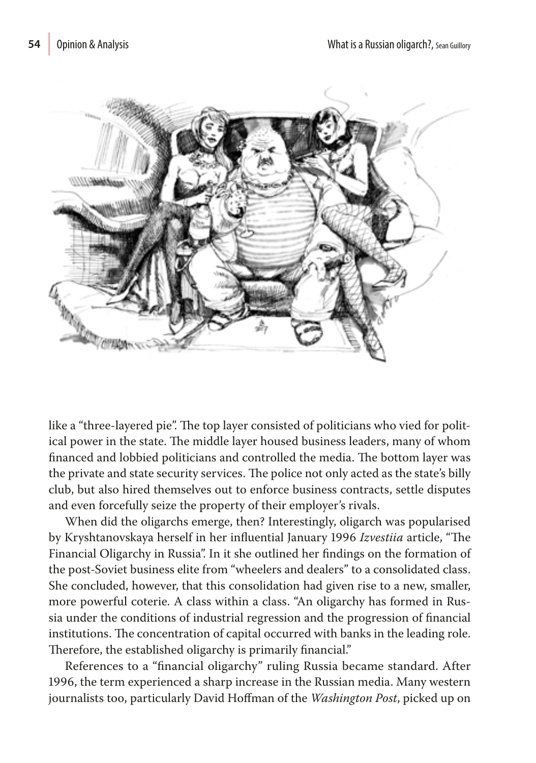like a "three-layered pie". The top layer consisted of politicians who vied for political power in the state. The middle layer housed business leaders, many of whom financed and lobbied politicians and controlled the media. The bottom layer was the private and state security services. The police not only acted as the state's billy club, but also hired themselves out to enforce business contracts, settle disputes and even forcefully seize the property of their employer's rivals.

When did the oligarchs emerge, then? Interestingly, oligarch was popularised by Kryshtanovskaya herself in her influential January 1996 *Izvestiia* article, "The Financial Oligarchy in Russia". In it she outlined her findings on the formation of the post-Soviet business elite from "wheelers and dealers" to a consolidated class. She concluded, however, that this consolidation had given rise to a new, smaller, more powerful coterie. A class within a class. "An oligarchy has formed in Russia under the conditions of industrial regression and the progression of financial institutions. The concentration of capital occurred with banks in the leading role. Therefore, the established oligarchy is primarily financial."

References to a "financial oligarchy" ruling Russia became standard. After 1996, the term experienced a sharp increase in the Russian media. Many western journalists too, particularly David Hoffman of the *Washington Post*, picked up on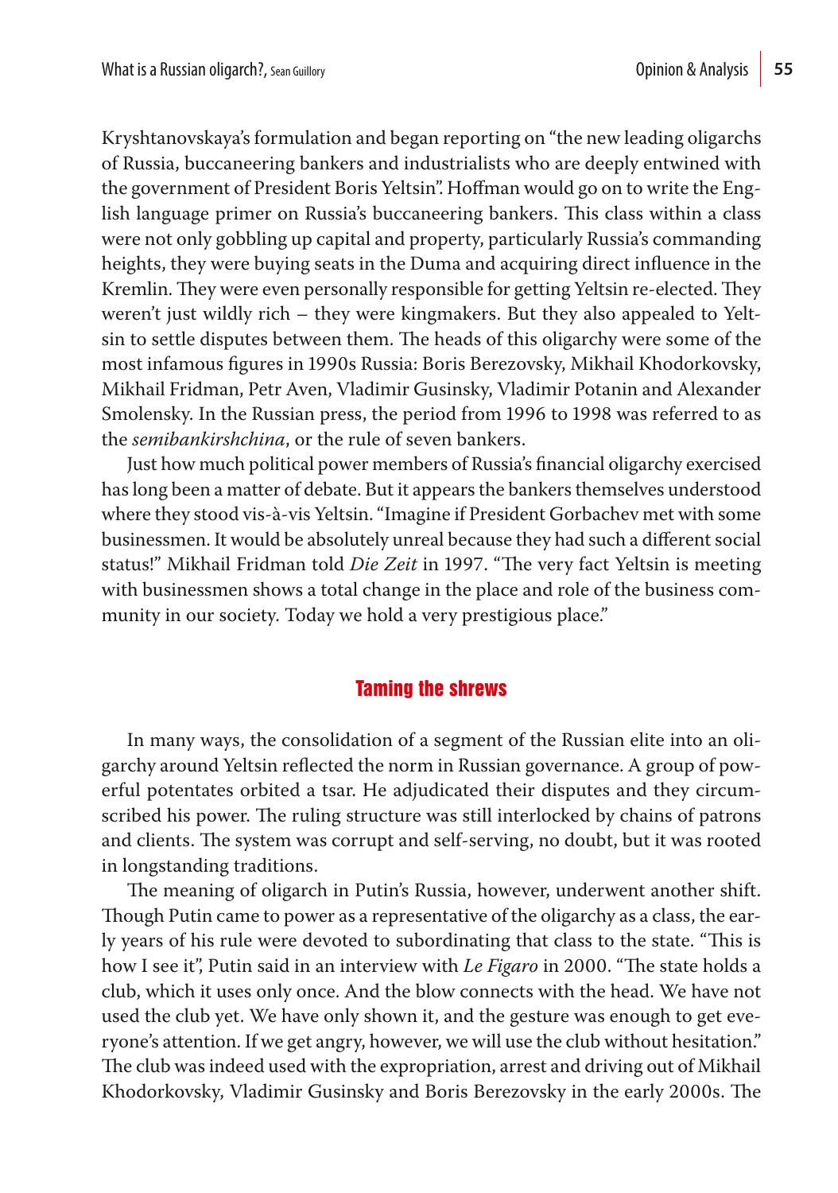Kryshtanovskaya's formulation and began reporting on "the new leading oligarchs of Russia, buccaneering bankers and industrialists who are deeply entwined with the government of President Boris Yeltsin". Hoffman would go on to write the English language primer on Russia's buccaneering bankers. This class within a class were not only gobbling up capital and property, particularly Russia's commanding heights, they were buying seats in the Duma and acquiring direct influence in the Kremlin. They were even personally responsible for getting Yeltsin re-elected. They weren't just wildly rich – they were kingmakers. But they also appealed to Yeltsin to settle disputes between them. The heads of this oligarchy were some of the most infamous figures in 1990s Russia: Boris Berezovsky, Mikhail Khodorkovsky, Mikhail Fridman, Petr Aven, Vladimir Gusinsky, Vladimir Potanin and Alexander Smolensky. In the Russian press, the period from 1996 to 1998 was referred to as the *semibankirshchina*, or the rule of seven bankers.

Just how much political power members of Russia's financial oligarchy exercised has long been a matter of debate. But it appears the bankers themselves understood where they stood vis-à-vis Yeltsin. "Imagine if President Gorbachev met with some businessmen. It would be absolutely unreal because they had such a different social status!" Mikhail Fridman told *Die Zeit* in 1997. "The very fact Yeltsin is meeting with businessmen shows a total change in the place and role of the business community in our society. Today we hold a very prestigious place."

## Taming the shrews

In many ways, the consolidation of a segment of the Russian elite into an oligarchy around Yeltsin reflected the norm in Russian governance. A group of powerful potentates orbited a tsar. He adjudicated their disputes and they circumscribed his power. The ruling structure was still interlocked by chains of patrons and clients. The system was corrupt and self-serving, no doubt, but it was rooted in longstanding traditions.

The meaning of oligarch in Putin's Russia, however, underwent another shift. Though Putin came to power as a representative of the oligarchy as a class, the early years of his rule were devoted to subordinating that class to the state. "This is how I see it", Putin said in an interview with *Le Figaro* in 2000. "The state holds a club, which it uses only once. And the blow connects with the head. We have not used the club yet. We have only shown it, and the gesture was enough to get everyone's attention. If we get angry, however, we will use the club without hesitation." The club was indeed used with the expropriation, arrest and driving out of Mikhail Khodorkovsky, Vladimir Gusinsky and Boris Berezovsky in the early 2000s. The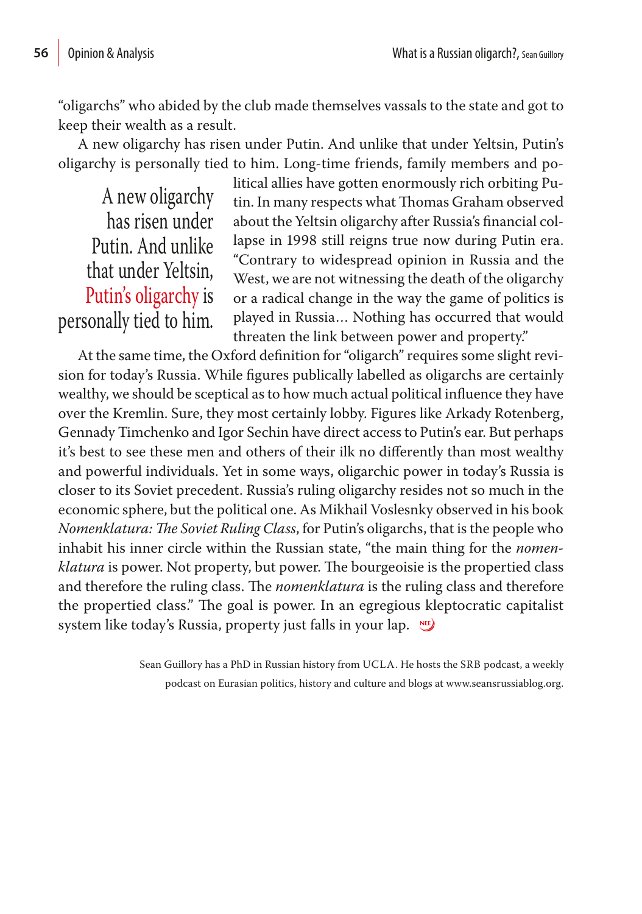"oligarchs" who abided by the club made themselves vassals to the state and got to keep their wealth as a result.

A new oligarchy has risen under Putin. And unlike that under Yeltsin, Putin's oligarchy is personally tied to him. Long-time friends, family members and political allies have gotten enormously rich orbiting Putin. In many respects what Thomas Graham observed about the Yeltsin oligarchy after Russia's financial collapse in 1998 still reigns true now during Putin era. "Contrary to widespread opinion in Russia and the West, we are not witnessing the death of the oligarchy or a radical change in the way the game of politics is played in Russia… Nothing has occurred that would threaten the link between power and property."

> A new oligarchy has risen under Putin. And unlike that under Yeltsin, Putin's oligarchy is personally tied to him.

At the same time, the Oxford definition for "oligarch" requires some slight revision for today's Russia. While figures publically labelled as oligarchs are certainly wealthy, we should be sceptical as to how much actual political influence they have over the Kremlin. Sure, they most certainly lobby. Figures like Arkady Rotenberg, Gennady Timchenko and Igor Sechin have direct access to Putin's ear. But perhaps it's best to see these men and others of their ilk no differently than most wealthy and powerful individuals. Yet in some ways, oligarchic power in today's Russia is closer to its Soviet precedent. Russia's ruling oligarchy resides not so much in the economic sphere, but the political one. As Mikhail Voslesnky observed in his book *Nomenklatura: The Soviet Ruling Class*, for Putin's oligarchs, that is the people who inhabit his inner circle within the Russian state, "the main thing for the *nomenklatura* is power. Not property, but power. The bourgeoisie is the propertied class and therefore the ruling class. The *nomenklatura* is the ruling class and therefore the propertied class." The goal is power. In an egregious kleptocratic capitalist system like today's Russia, property just falls in your lap.

Sean Guillory has a PhD in Russian history from UCLA. He hosts the SRB podcast, a weekly podcast on Eurasian politics, history and culture and blogs at www.seansrussiablog.org.